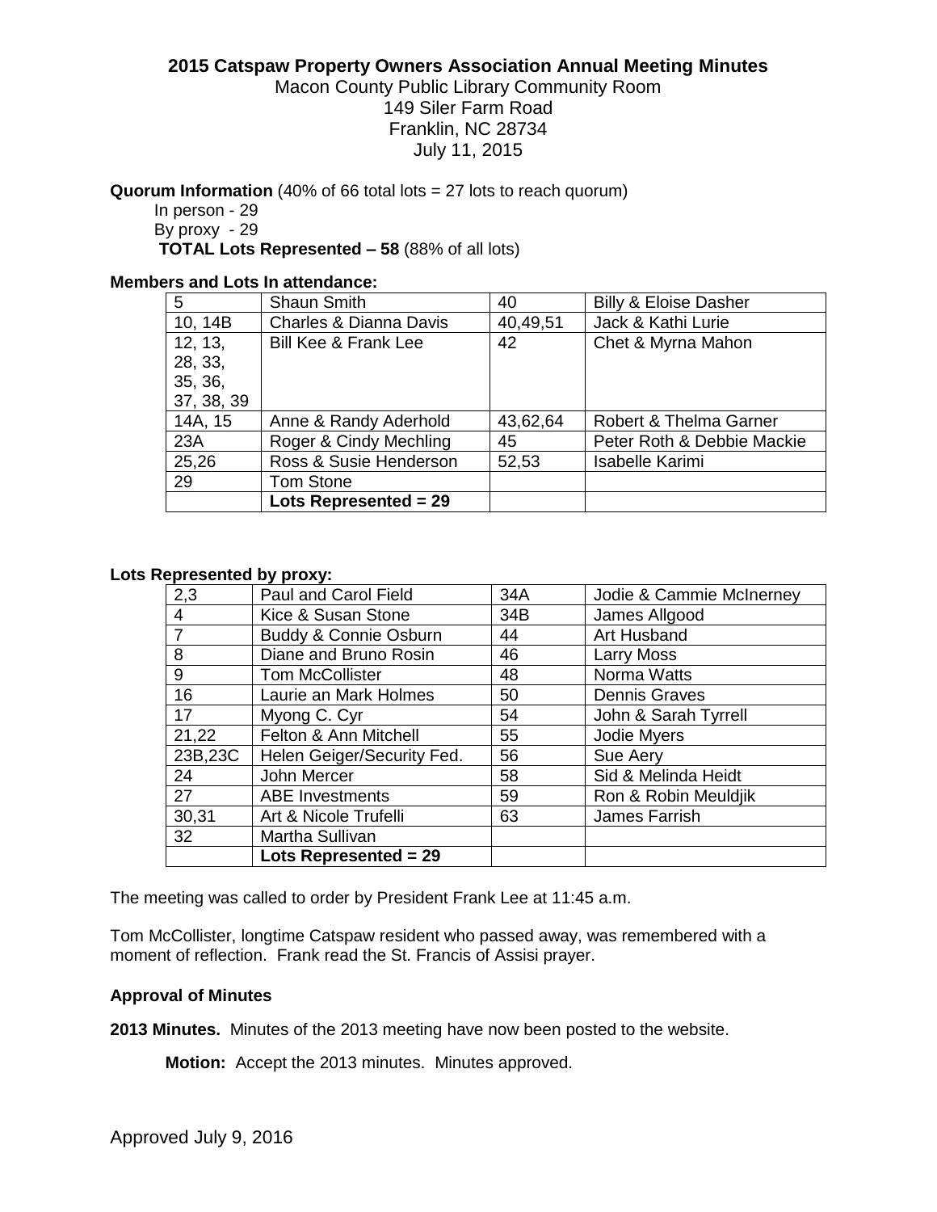# 2015 Catspaw Property Owners Association Annual Meeting Minutes

Macon County Public Library Community Room
149 Siler Farm Road
Franklin, NC 28734
July 11, 2015

**Quorum Information** (40% of 66 total lots = 27 lots to reach quorum)

In person - 29
By proxy - 29
**TOTAL Lots Represented – 58** (88% of all lots)

**Members and Lots In attendance:**

| | | | |
|---|---|---|---|
| 5 | Shaun Smith | 40 | Billy & Eloise Dasher |
| 10, 14B | Charles & Dianna Davis | 40,49,51 | Jack & Kathi Lurie |
| 12, 13, 28, 33, 35, 36, 37, 38, 39 | Bill Kee & Frank Lee | 42 | Chet & Myrna Mahon |
| 14A, 15 | Anne & Randy Aderhold | 43,62,64 | Robert & Thelma Garner |
| 23A | Roger & Cindy Mechling | 45 | Peter Roth & Debbie Mackie |
| 25,26 | Ross & Susie Henderson | 52,53 | Isabelle Karimi |
| 29 | Tom Stone | | |
| | **Lots Represented = 29** | | |

**Lots Represented by proxy:**

| | | | |
|---|---|---|---|
| 2,3 | Paul and Carol Field | 34A | Jodie & Cammie McInerney |
| 4 | Kice & Susan Stone | 34B | James Allgood |
| 7 | Buddy & Connie Osburn | 44 | Art Husband |
| 8 | Diane and Bruno Rosin | 46 | Larry Moss |
| 9 | Tom McCollister | 48 | Norma Watts |
| 16 | Laurie an Mark Holmes | 50 | Dennis Graves |
| 17 | Myong C. Cyr | 54 | John & Sarah Tyrrell |
| 21,22 | Felton & Ann Mitchell | 55 | Jodie Myers |
| 23B,23C | Helen Geiger/Security Fed. | 56 | Sue Aery |
| 24 | John Mercer | 58 | Sid & Melinda Heidt |
| 27 | ABE Investments | 59 | Ron & Robin Meuldjik |
| 30,31 | Art & Nicole Trufelli | 63 | James Farrish |
| 32 | Martha Sullivan | | |
| | **Lots Represented = 29** | | |

The meeting was called to order by President Frank Lee at 11:45 a.m.

Tom McCollister, longtime Catspaw resident who passed away, was remembered with a moment of reflection. Frank read the St. Francis of Assisi prayer.

**Approval of Minutes**

**2013 Minutes.** Minutes of the 2013 meeting have now been posted to the website.

**Motion:** Accept the 2013 minutes. Minutes approved.

Approved July 9, 2016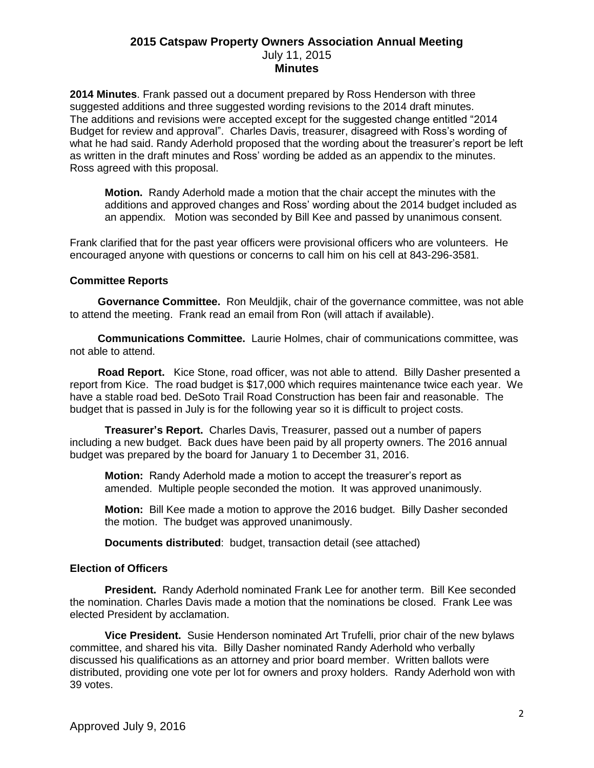## 2015 Catspaw Property Owners Association Annual Meeting
July 11, 2015
**Minutes**

**2014 Minutes**. Frank passed out a document prepared by Ross Henderson with three suggested additions and three suggested wording revisions to the 2014 draft minutes. The additions and revisions were accepted except for the suggested change entitled "2014 Budget for review and approval". Charles Davis, treasurer, disagreed with Ross's wording of what he had said. Randy Aderhold proposed that the wording about the treasurer's report be left as written in the draft minutes and Ross' wording be added as an appendix to the minutes. Ross agreed with this proposal.

> **Motion.** Randy Aderhold made a motion that the chair accept the minutes with the additions and approved changes and Ross' wording about the 2014 budget included as an appendix. Motion was seconded by Bill Kee and passed by unanimous consent.

Frank clarified that for the past year officers were provisional officers who are volunteers. He encouraged anyone with questions or concerns to call him on his cell at 843-296-3581.

### Committee Reports

**Governance Committee.** Ron Meuldjik, chair of the governance committee, was not able to attend the meeting. Frank read an email from Ron (will attach if available).

**Communications Committee.** Laurie Holmes, chair of communications committee, was not able to attend.

**Road Report.** Kice Stone, road officer, was not able to attend. Billy Dasher presented a report from Kice. The road budget is $17,000 which requires maintenance twice each year. We have a stable road bed. DeSoto Trail Road Construction has been fair and reasonable. The budget that is passed in July is for the following year so it is difficult to project costs.

**Treasurer's Report.** Charles Davis, Treasurer, passed out a number of papers including a new budget. Back dues have been paid by all property owners. The 2016 annual budget was prepared by the board for January 1 to December 31, 2016.

> **Motion:** Randy Aderhold made a motion to accept the treasurer's report as amended. Multiple people seconded the motion. It was approved unanimously.
>
> **Motion:** Bill Kee made a motion to approve the 2016 budget. Billy Dasher seconded the motion. The budget was approved unanimously.
>
> **Documents distributed**: budget, transaction detail (see attached)

### Election of Officers

**President.** Randy Aderhold nominated Frank Lee for another term. Bill Kee seconded the nomination. Charles Davis made a motion that the nominations be closed. Frank Lee was elected President by acclamation.

**Vice President.** Susie Henderson nominated Art Trufelli, prior chair of the new bylaws committee, and shared his vita. Billy Dasher nominated Randy Aderhold who verbally discussed his qualifications as an attorney and prior board member. Written ballots were distributed, providing one vote per lot for owners and proxy holders. Randy Aderhold won with 39 votes.

Approved July 9, 2016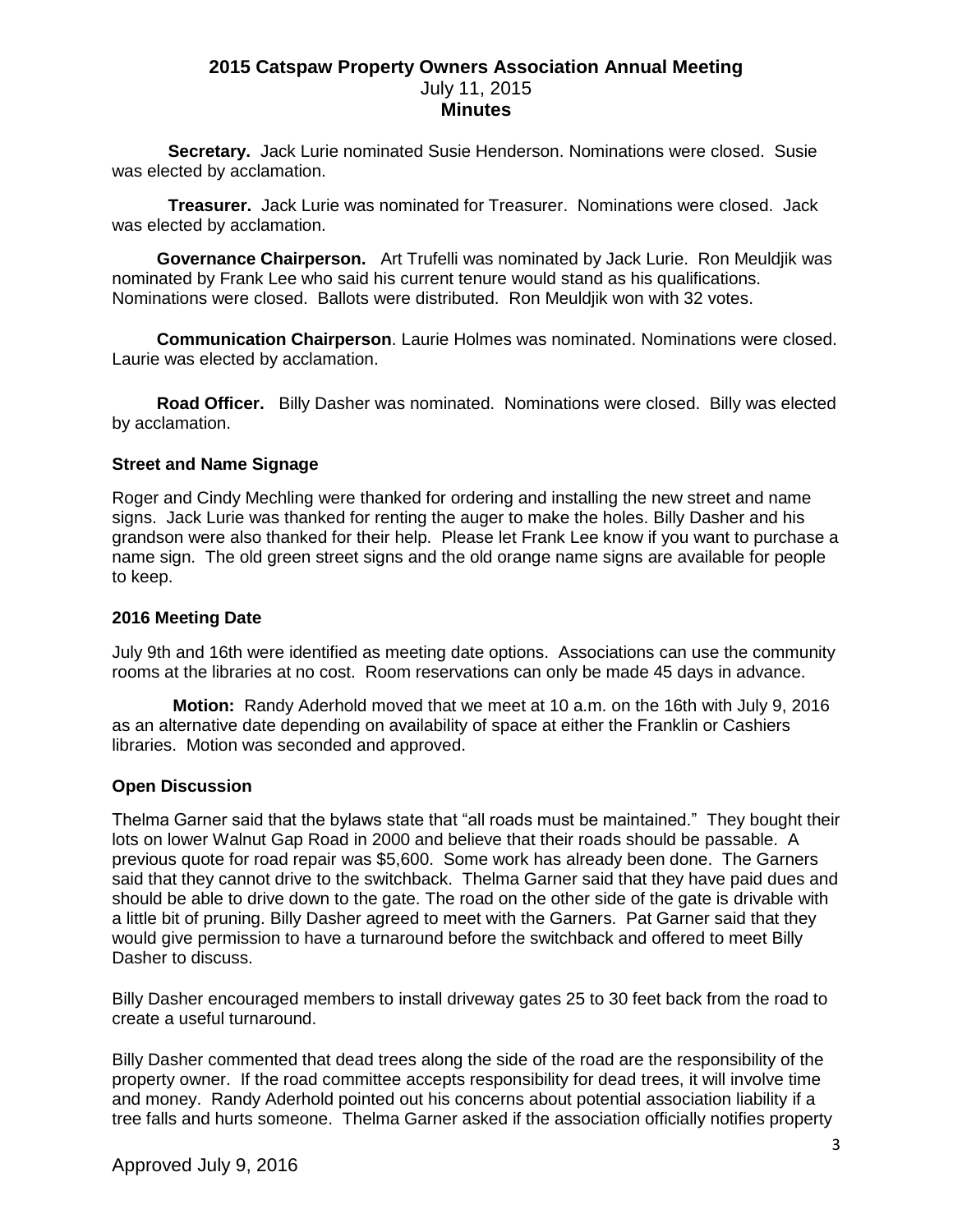# 2015 Catspaw Property Owners Association Annual Meeting

July 11, 2015

**Minutes**

**Secretary.** Jack Lurie nominated Susie Henderson. Nominations were closed. Susie was elected by acclamation.

**Treasurer.** Jack Lurie was nominated for Treasurer. Nominations were closed. Jack was elected by acclamation.

**Governance Chairperson.** Art Trufelli was nominated by Jack Lurie. Ron Meuldjik was nominated by Frank Lee who said his current tenure would stand as his qualifications. Nominations were closed. Ballots were distributed. Ron Meuldjik won with 32 votes.

**Communication Chairperson**. Laurie Holmes was nominated. Nominations were closed. Laurie was elected by acclamation.

**Road Officer.** Billy Dasher was nominated. Nominations were closed. Billy was elected by acclamation.

### Street and Name Signage

Roger and Cindy Mechling were thanked for ordering and installing the new street and name signs. Jack Lurie was thanked for renting the auger to make the holes. Billy Dasher and his grandson were also thanked for their help. Please let Frank Lee know if you want to purchase a name sign. The old green street signs and the old orange name signs are available for people to keep.

### 2016 Meeting Date

July 9th and 16th were identified as meeting date options. Associations can use the community rooms at the libraries at no cost. Room reservations can only be made 45 days in advance.

**Motion:** Randy Aderhold moved that we meet at 10 a.m. on the 16th with July 9, 2016 as an alternative date depending on availability of space at either the Franklin or Cashiers libraries. Motion was seconded and approved.

### Open Discussion

Thelma Garner said that the bylaws state that "all roads must be maintained." They bought their lots on lower Walnut Gap Road in 2000 and believe that their roads should be passable. A previous quote for road repair was $5,600. Some work has already been done. The Garners said that they cannot drive to the switchback. Thelma Garner said that they have paid dues and should be able to drive down to the gate. The road on the other side of the gate is drivable with a little bit of pruning. Billy Dasher agreed to meet with the Garners. Pat Garner said that they would give permission to have a turnaround before the switchback and offered to meet Billy Dasher to discuss.

Billy Dasher encouraged members to install driveway gates 25 to 30 feet back from the road to create a useful turnaround.

Billy Dasher commented that dead trees along the side of the road are the responsibility of the property owner. If the road committee accepts responsibility for dead trees, it will involve time and money. Randy Aderhold pointed out his concerns about potential association liability if a tree falls and hurts someone. Thelma Garner asked if the association officially notifies property

Approved July 9, 2016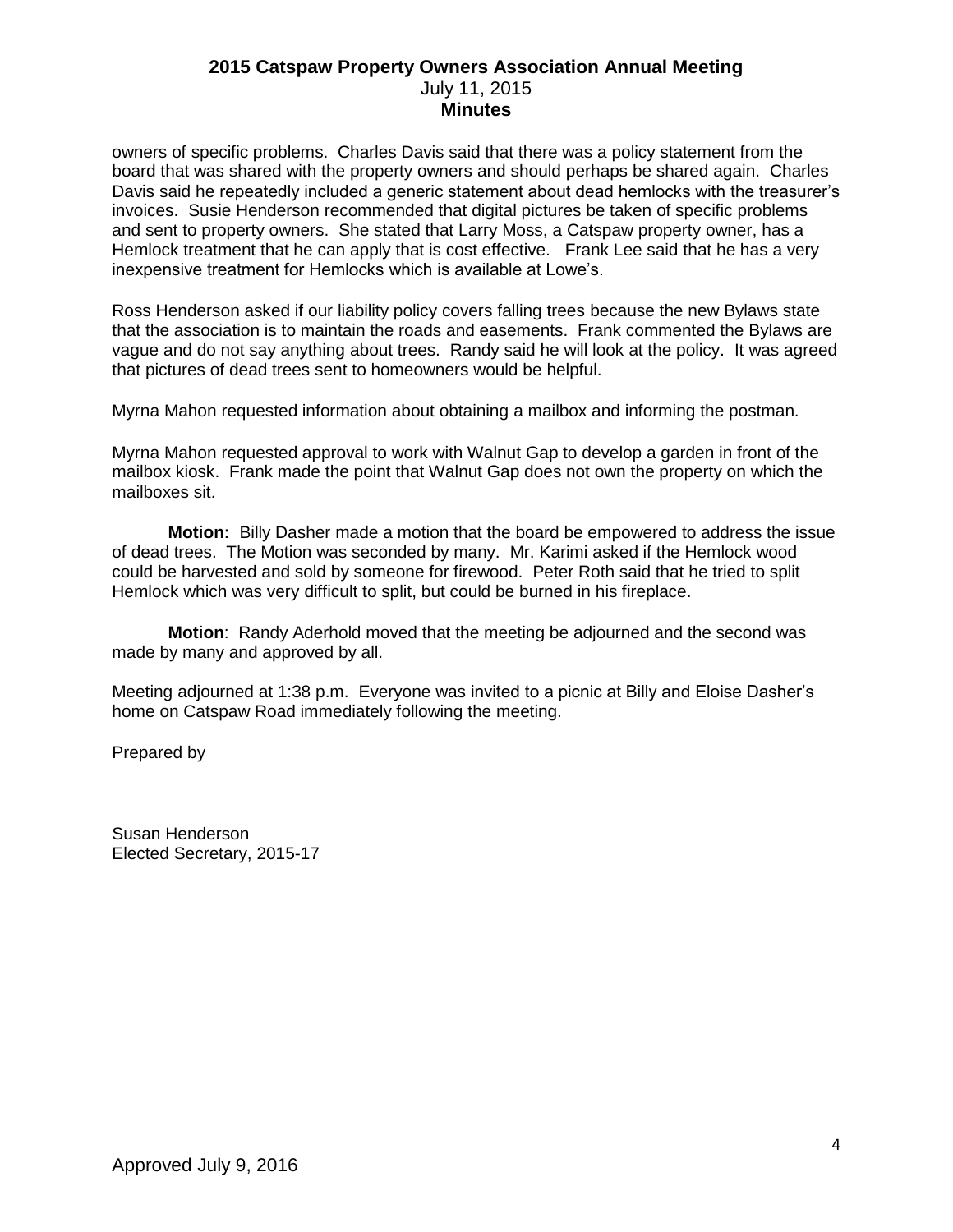owners of specific problems. Charles Davis said that there was a policy statement from the board that was shared with the property owners and should perhaps be shared again. Charles Davis said he repeatedly included a generic statement about dead hemlocks with the treasurer's invoices. Susie Henderson recommended that digital pictures be taken of specific problems and sent to property owners. She stated that Larry Moss, a Catspaw property owner, has a Hemlock treatment that he can apply that is cost effective. Frank Lee said that he has a very inexpensive treatment for Hemlocks which is available at Lowe's.

Ross Henderson asked if our liability policy covers falling trees because the new Bylaws state that the association is to maintain the roads and easements. Frank commented the Bylaws are vague and do not say anything about trees. Randy said he will look at the policy. It was agreed that pictures of dead trees sent to homeowners would be helpful.

Myrna Mahon requested information about obtaining a mailbox and informing the postman.

Myrna Mahon requested approval to work with Walnut Gap to develop a garden in front of the mailbox kiosk. Frank made the point that Walnut Gap does not own the property on which the mailboxes sit.

**Motion:** Billy Dasher made a motion that the board be empowered to address the issue of dead trees. The Motion was seconded by many. Mr. Karimi asked if the Hemlock wood could be harvested and sold by someone for firewood. Peter Roth said that he tried to split Hemlock which was very difficult to split, but could be burned in his fireplace.

**Motion**: Randy Aderhold moved that the meeting be adjourned and the second was made by many and approved by all.

Meeting adjourned at 1:38 p.m. Everyone was invited to a picnic at Billy and Eloise Dasher's home on Catspaw Road immediately following the meeting.

Prepared by

Susan Henderson
Elected Secretary, 2015-17

Approved July 9, 2016